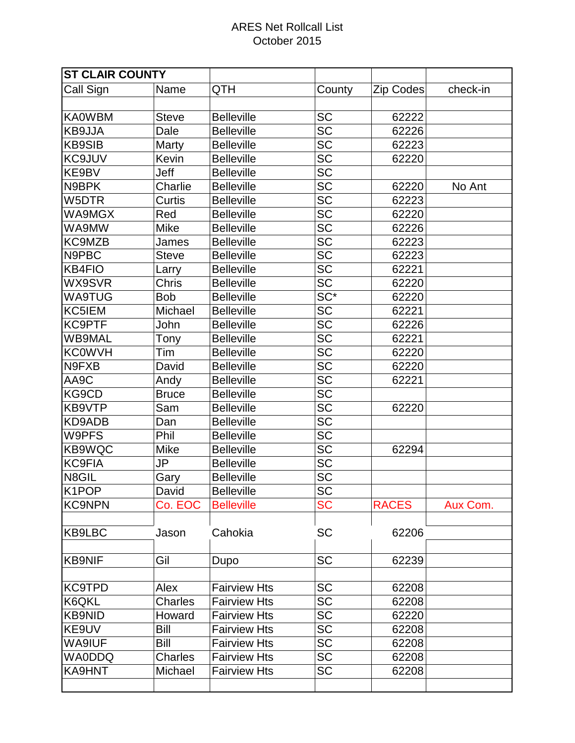ARES Net Rollcall List
October 2015

| ST CLAIR COUNTY | | | | | |
|---|---|---|---|---|---|
| Call Sign | Name | QTH | County | Zip Codes | check-in |
| | | | | | |
| KA0WBM | Steve | Belleville | SC | 62222 | |
| KB9JJA | Dale | Belleville | SC | 62226 | |
| KB9SIB | Marty | Belleville | SC | 62223 | |
| KC9JUV | Kevin | Belleville | SC | 62220 | |
| KE9BV | Jeff | Belleville | SC | | |
| N9BPK | Charlie | Belleville | SC | 62220 | No Ant |
| W5DTR | Curtis | Belleville | SC | 62223 | |
| WA9MGX | Red | Belleville | SC | 62220 | |
| WA9MW | Mike | Belleville | SC | 62226 | |
| KC9MZB | James | Belleville | SC | 62223 | |
| N9PBC | Steve | Belleville | SC | 62223 | |
| KB4FIO | Larry | Belleville | SC | 62221 | |
| WX9SVR | Chris | Belleville | SC | 62220 | |
| WA9TUG | Bob | Belleville | SC* | 62220 | |
| KC5IEM | Michael | Belleville | SC | 62221 | |
| KC9PTF | John | Belleville | SC | 62226 | |
| WB9MAL | Tony | Belleville | SC | 62221 | |
| KC0WVH | Tim | Belleville | SC | 62220 | |
| N9FXB | David | Belleville | SC | 62220 | |
| AA9C | Andy | Belleville | SC | 62221 | |
| KG9CD | Bruce | Belleville | SC | | |
| KB9VTP | Sam | Belleville | SC | 62220 | |
| KD9ADB | Dan | Belleville | SC | | |
| W9PFS | Phil | Belleville | SC | | |
| KB9WQC | Mike | Belleville | SC | 62294 | |
| KC9FIA | JP | Belleville | SC | | |
| N8GIL | Gary | Belleville | SC | | |
| K1POP | David | Belleville | SC | | |
| KC9NPN | Co. EOC | Belleville | SC | RACES | Aux Com. |
| | | | | | |
| KB9LBC | Jason | Cahokia | SC | 62206 | |
| | | | | | |
| KB9NIF | Gil | Dupo | SC | 62239 | |
| | | | | | |
| KC9TPD | Alex | Fairview Hts | SC | 62208 | |
| K6QKL | Charles | Fairview Hts | SC | 62208 | |
| KB9NID | Howard | Fairview Hts | SC | 62220 | |
| KE9UV | Bill | Fairview Hts | SC | 62208 | |
| WA9IUF | Bill | Fairview Hts | SC | 62208 | |
| WA0DDQ | Charles | Fairview Hts | SC | 62208 | |
| KA9HNT | Michael | Fairview Hts | SC | 62208 | |
| | | | | | |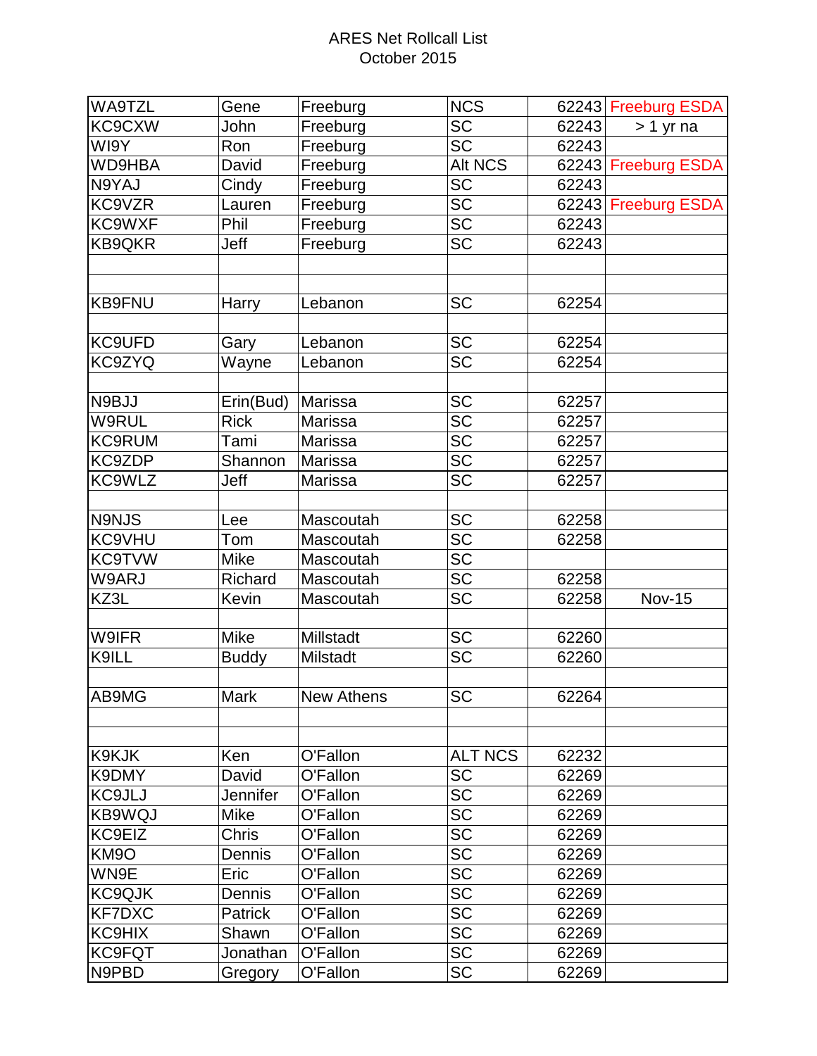ARES Net Rollcall List
October 2015

| | | | | | |
|---|---|---|---|---|---|
| WA9TZL | Gene | Freeburg | NCS | 62243 | Freeburg ESDA |
| KC9CXW | John | Freeburg | SC | 62243 | > 1 yr na |
| WI9Y | Ron | Freeburg | SC | 62243 | |
| WD9HBA | David | Freeburg | Alt NCS | 62243 | Freeburg ESDA |
| N9YAJ | Cindy | Freeburg | SC | 62243 | |
| KC9VZR | Lauren | Freeburg | SC | 62243 | Freeburg ESDA |
| KC9WXF | Phil | Freeburg | SC | 62243 | |
| KB9QKR | Jeff | Freeburg | SC | 62243 | |
| | | | | | |
| | | | | | |
| KB9FNU | Harry | Lebanon | SC | 62254 | |
| | | | | | |
| KC9UFD | Gary | Lebanon | SC | 62254 | |
| KC9ZYQ | Wayne | Lebanon | SC | 62254 | |
| | | | | | |
| N9BJJ | Erin(Bud) | Marissa | SC | 62257 | |
| W9RUL | Rick | Marissa | SC | 62257 | |
| KC9RUM | Tami | Marissa | SC | 62257 | |
| KC9ZDP | Shannon | Marissa | SC | 62257 | |
| KC9WLZ | Jeff | Marissa | SC | 62257 | |
| | | | | | |
| N9NJS | Lee | Mascoutah | SC | 62258 | |
| KC9VHU | Tom | Mascoutah | SC | 62258 | |
| KC9TVW | Mike | Mascoutah | SC | | |
| W9ARJ | Richard | Mascoutah | SC | 62258 | |
| KZ3L | Kevin | Mascoutah | SC | 62258 | Nov-15 |
| | | | | | |
| W9IFR | Mike | Millstadt | SC | 62260 | |
| K9ILL | Buddy | Milstadt | SC | 62260 | |
| | | | | | |
| AB9MG | Mark | New Athens | SC | 62264 | |
| | | | | | |
| | | | | | |
| K9KJK | Ken | O'Fallon | ALT NCS | 62232 | |
| K9DMY | David | O'Fallon | SC | 62269 | |
| KC9JLJ | Jennifer | O'Fallon | SC | 62269 | |
| KB9WQJ | Mike | O'Fallon | SC | 62269 | |
| KC9EIZ | Chris | O'Fallon | SC | 62269 | |
| KM9O | Dennis | O'Fallon | SC | 62269 | |
| WN9E | Eric | O'Fallon | SC | 62269 | |
| KC9QJK | Dennis | O'Fallon | SC | 62269 | |
| KF7DXC | Patrick | O'Fallon | SC | 62269 | |
| KC9HIX | Shawn | O'Fallon | SC | 62269 | |
| KC9FQT | Jonathan | O'Fallon | SC | 62269 | |
| N9PBD | Gregory | O'Fallon | SC | 62269 | |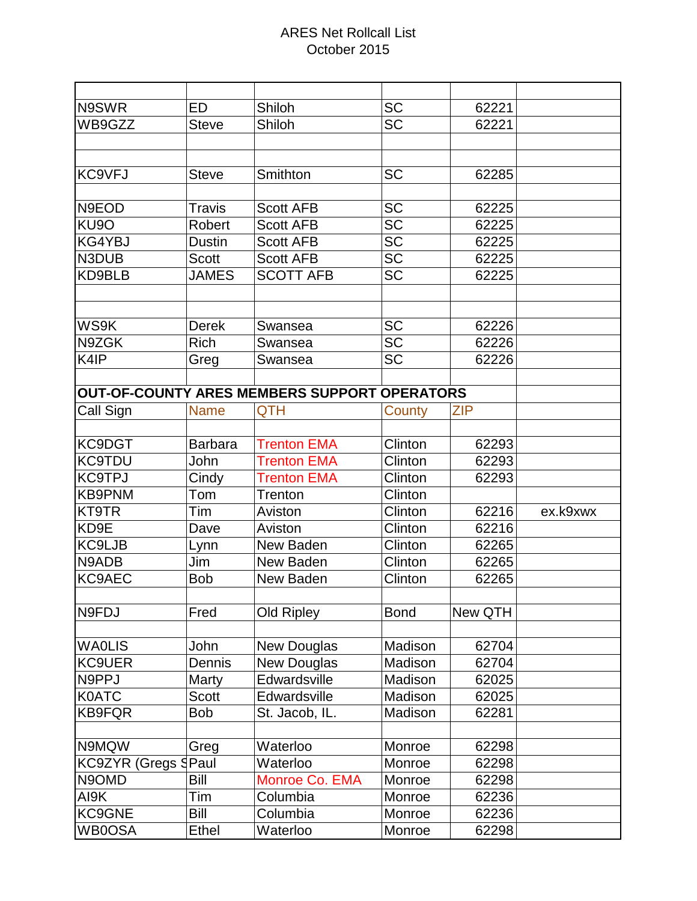ARES Net Rollcall List
October 2015

| | | | | | |
|---|---|---|---|---|---|
| N9SWR | ED | Shiloh | SC | 62221 | |
| WB9GZZ | Steve | Shiloh | SC | 62221 | |
| | | | | | |
| | | | | | |
| KC9VFJ | Steve | Smithton | SC | 62285 | |
| | | | | | |
| N9EOD | Travis | Scott AFB | SC | 62225 | |
| KU9O | Robert | Scott AFB | SC | 62225 | |
| KG4YBJ | Dustin | Scott AFB | SC | 62225 | |
| N3DUB | Scott | Scott AFB | SC | 62225 | |
| KD9BLB | JAMES | SCOTT AFB | SC | 62225 | |
| | | | | | |
| | | | | | |
| WS9K | Derek | Swansea | SC | 62226 | |
| N9ZGK | Rich | Swansea | SC | 62226 | |
| K4IP | Greg | Swansea | SC | 62226 | |
| | | | | | |
| **OUT-OF-COUNTY ARES MEMBERS SUPPORT OPERATORS** | | | | | |
| Call Sign | Name | QTH | County | ZIP | |
| | | | | | |
| KC9DGT | Barbara | Trenton EMA | Clinton | 62293 | |
| KC9TDU | John | Trenton EMA | Clinton | 62293 | |
| KC9TPJ | Cindy | Trenton EMA | Clinton | 62293 | |
| KB9PNM | Tom | Trenton | Clinton | | |
| KT9TR | Tim | Aviston | Clinton | 62216 | ex.k9xwx |
| KD9E | Dave | Aviston | Clinton | 62216 | |
| KC9LJB | Lynn | New Baden | Clinton | 62265 | |
| N9ADB | Jim | New Baden | Clinton | 62265 | |
| KC9AEC | Bob | New Baden | Clinton | 62265 | |
| | | | | | |
| N9FDJ | Fred | Old Ripley | Bond | New QTH | |
| | | | | | |
| WA0LIS | John | New Douglas | Madison | 62704 | |
| KC9UER | Dennis | New Douglas | Madison | 62704 | |
| N9PPJ | Marty | Edwardsville | Madison | 62025 | |
| K0ATC | Scott | Edwardsville | Madison | 62025 | |
| KB9FQR | Bob | St. Jacob, IL. | Madison | 62281 | |
| | | | | | |
| N9MQW | Greg | Waterloo | Monroe | 62298 | |
| KC9ZYR (Gregs S | Paul | Waterloo | Monroe | 62298 | |
| N9OMD | Bill | Monroe Co. EMA | Monroe | 62298 | |
| AI9K | Tim | Columbia | Monroe | 62236 | |
| KC9GNE | Bill | Columbia | Monroe | 62236 | |
| WB0OSA | Ethel | Waterloo | Monroe | 62298 | |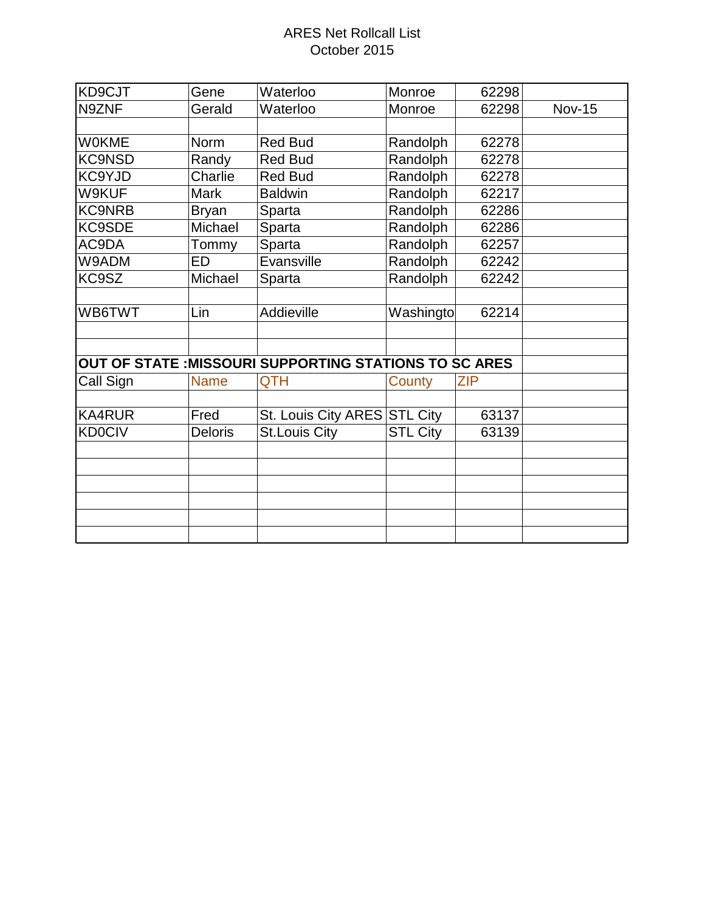ARES Net Rollcall List
October 2015

| | | | | | |
|---|---|---|---|---|---|
| KD9CJT | Gene | Waterloo | Monroe | 62298 | |
| N9ZNF | Gerald | Waterloo | Monroe | 62298 | Nov-15 |
| | | | | | |
| W0KME | Norm | Red Bud | Randolph | 62278 | |
| KC9NSD | Randy | Red Bud | Randolph | 62278 | |
| KC9YJD | Charlie | Red Bud | Randolph | 62278 | |
| W9KUF | Mark | Baldwin | Randolph | 62217 | |
| KC9NRB | Bryan | Sparta | Randolph | 62286 | |
| KC9SDE | Michael | Sparta | Randolph | 62286 | |
| AC9DA | Tommy | Sparta | Randolph | 62257 | |
| W9ADM | ED | Evansville | Randolph | 62242 | |
| KC9SZ | Michael | Sparta | Randolph | 62242 | |
| | | | | | |
| WB6TWT | Lin | Addieville | Washingto | 62214 | |
| | | | | | |
| | | | | | |
| **OUT OF STATE :MISSOURI SUPPORTING STATIONS TO SC ARES** | | | | | |
| Call Sign | Name | QTH | County | ZIP | |
| | | | | | |
| KA4RUR | Fred | St. Louis City ARES | STL City | 63137 | |
| KD0CIV | Deloris | St.Louis City | STL City | 63139 | |
| | | | | | |
| | | | | | |
| | | | | | |
| | | | | | |
| | | | | | |
| | | | | | |